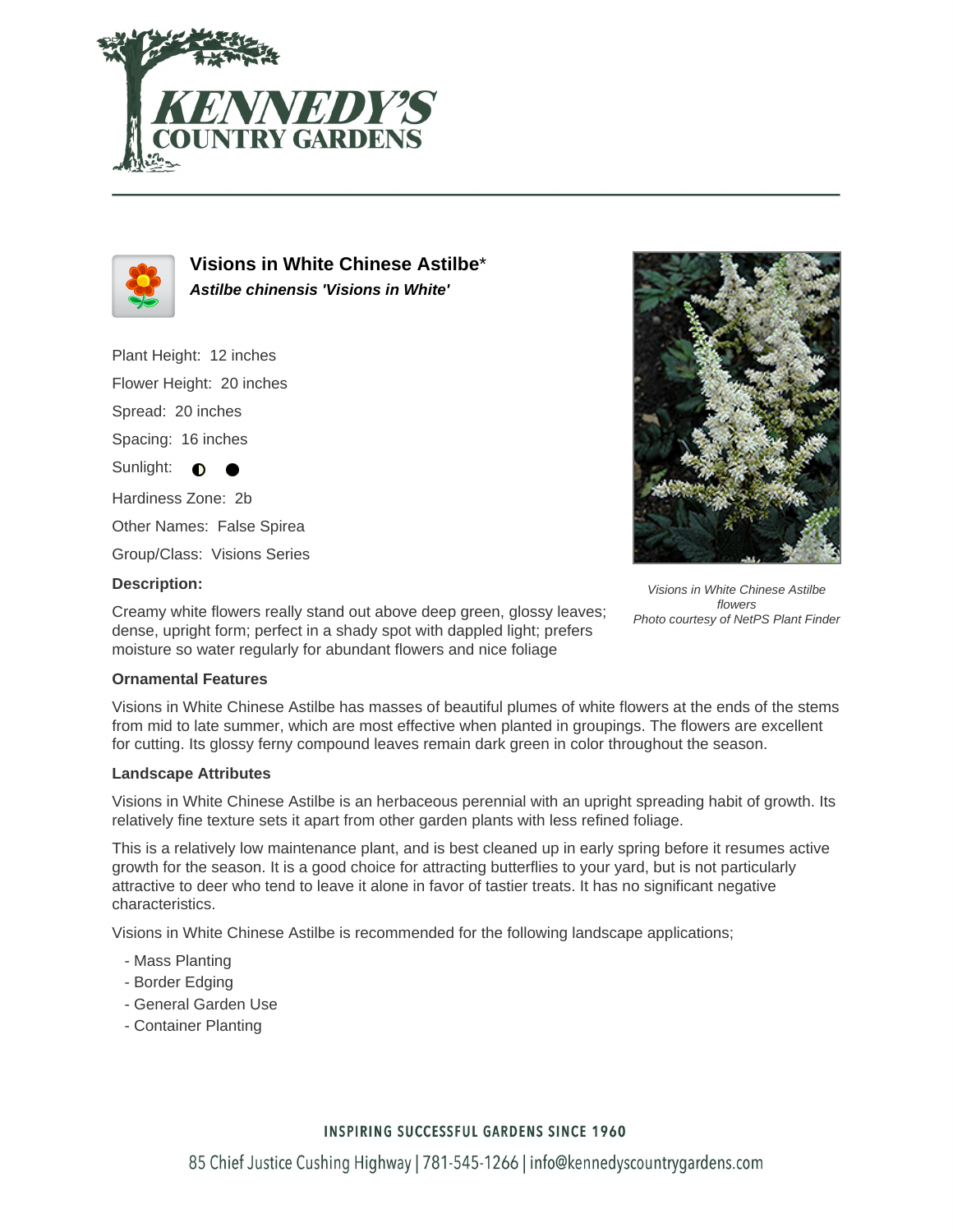# Visions in White Chinese Astilbe*

***Astilbe chinensis 'Visions in White'***

Plant Height: 12 inches

Flower Height: 20 inches

Spread: 20 inches

Spacing: 16 inches

Sunlight: ◐ ●

Hardiness Zone: 2b

Other Names: False Spirea

Group/Class: Visions Series

*Visions in White Chinese Astilbe flowers*
*Photo courtesy of NetPS Plant Finder*

**Description:**

Creamy white flowers really stand out above deep green, glossy leaves; dense, upright form; perfect in a shady spot with dappled light; prefers moisture so water regularly for abundant flowers and nice foliage

**Ornamental Features**

Visions in White Chinese Astilbe has masses of beautiful plumes of white flowers at the ends of the stems from mid to late summer, which are most effective when planted in groupings. The flowers are excellent for cutting. Its glossy ferny compound leaves remain dark green in color throughout the season.

**Landscape Attributes**

Visions in White Chinese Astilbe is an herbaceous perennial with an upright spreading habit of growth. Its relatively fine texture sets it apart from other garden plants with less refined foliage.

This is a relatively low maintenance plant, and is best cleaned up in early spring before it resumes active growth for the season. It is a good choice for attracting butterflies to your yard, but is not particularly attractive to deer who tend to leave it alone in favor of tastier treats. It has no significant negative characteristics.

Visions in White Chinese Astilbe is recommended for the following landscape applications;

- Mass Planting
- Border Edging
- General Garden Use
- Container Planting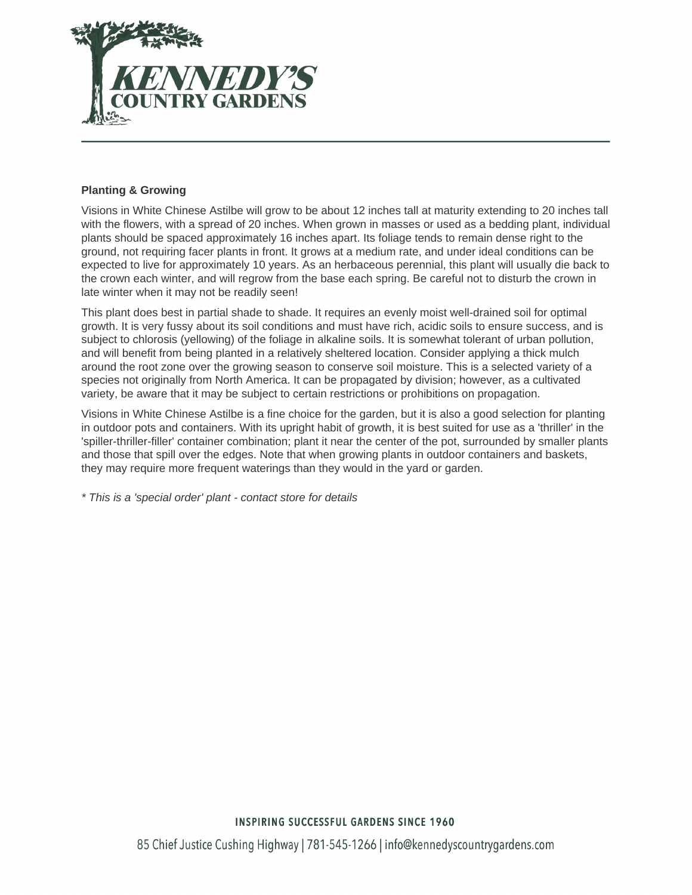**Planting & Growing**

Visions in White Chinese Astilbe will grow to be about 12 inches tall at maturity extending to 20 inches tall with the flowers, with a spread of 20 inches. When grown in masses or used as a bedding plant, individual plants should be spaced approximately 16 inches apart. Its foliage tends to remain dense right to the ground, not requiring facer plants in front. It grows at a medium rate, and under ideal conditions can be expected to live for approximately 10 years. As an herbaceous perennial, this plant will usually die back to the crown each winter, and will regrow from the base each spring. Be careful not to disturb the crown in late winter when it may not be readily seen!

This plant does best in partial shade to shade. It requires an evenly moist well-drained soil for optimal growth. It is very fussy about its soil conditions and must have rich, acidic soils to ensure success, and is subject to chlorosis (yellowing) of the foliage in alkaline soils. It is somewhat tolerant of urban pollution, and will benefit from being planted in a relatively sheltered location. Consider applying a thick mulch around the root zone over the growing season to conserve soil moisture. This is a selected variety of a species not originally from North America. It can be propagated by division; however, as a cultivated variety, be aware that it may be subject to certain restrictions or prohibitions on propagation.

Visions in White Chinese Astilbe is a fine choice for the garden, but it is also a good selection for planting in outdoor pots and containers. With its upright habit of growth, it is best suited for use as a 'thriller' in the 'spiller-thriller-filler' container combination; plant it near the center of the pot, surrounded by smaller plants and those that spill over the edges. Note that when growing plants in outdoor containers and baskets, they may require more frequent waterings than they would in the yard or garden.

*\* This is a 'special order' plant - contact store for details*